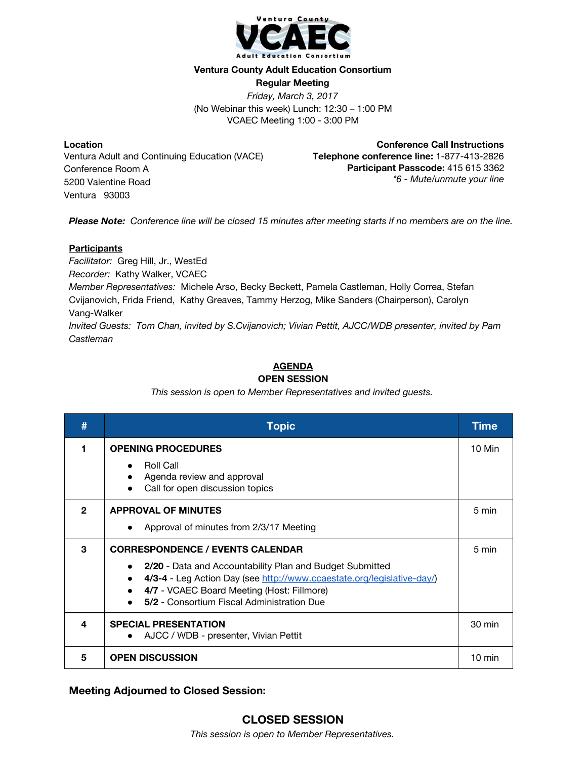**Ventura County Adult Education Consortium**

**Regular Meeting**

*Friday, March 3, 2017*

(No Webinar this week) Lunch: 12:30 – 1:00 PM

VCAEC Meeting 1:00 - 3:00 PM

**Location**

Ventura Adult and Continuing Education (VACE)
Conference Room A
5200 Valentine Road
Ventura 93003

**Conference Call Instructions**

**Telephone conference line:** 1-877-413-2826
**Participant Passcode:** 415 615 3362
*\*6 - Mute/unmute your line*

***Please Note:*** *Conference line will be closed 15 minutes after meeting starts if no members are on the line.*

**Participants**

*Facilitator:* Greg Hill, Jr., WestEd
*Recorder:* Kathy Walker, VCAEC
*Member Representatives:* Michele Arso, Becky Beckett, Pamela Castleman, Holly Correa, Stefan Cvijanovich, Frida Friend, Kathy Greaves, Tammy Herzog, Mike Sanders (Chairperson), Carolyn Vang-Walker
*Invited Guests: Tom Chan, invited by S.Cvijanovich; Vivian Pettit, AJCC/WDB presenter, invited by Pam Castleman*

## AGENDA

### OPEN SESSION

*This session is open to Member Representatives and invited guests.*

| # | Topic | Time |
|---|---|---|
| 1 | **OPENING PROCEDURES**<br>● Roll Call<br>● Agenda review and approval<br>● Call for open discussion topics | 10 Min |
| 2 | **APPROVAL OF MINUTES**<br>● Approval of minutes from 2/3/17 Meeting | 5 min |
| 3 | **CORRESPONDENCE / EVENTS CALENDAR**<br>● **2/20** - Data and Accountability Plan and Budget Submitted<br>● **4/3-4** - Leg Action Day (see http://www.ccaestate.org/legislative-day/)<br>● **4/7** - VCAEC Board Meeting (Host: Fillmore)<br>● **5/2** - Consortium Fiscal Administration Due | 5 min |
| 4 | **SPECIAL PRESENTATION**<br>● AJCC / WDB - presenter, Vivian Pettit | 30 min |
| 5 | **OPEN DISCUSSION** | 10 min |

**Meeting Adjourned to Closed Session:**

### CLOSED SESSION

*This session is open to Member Representatives.*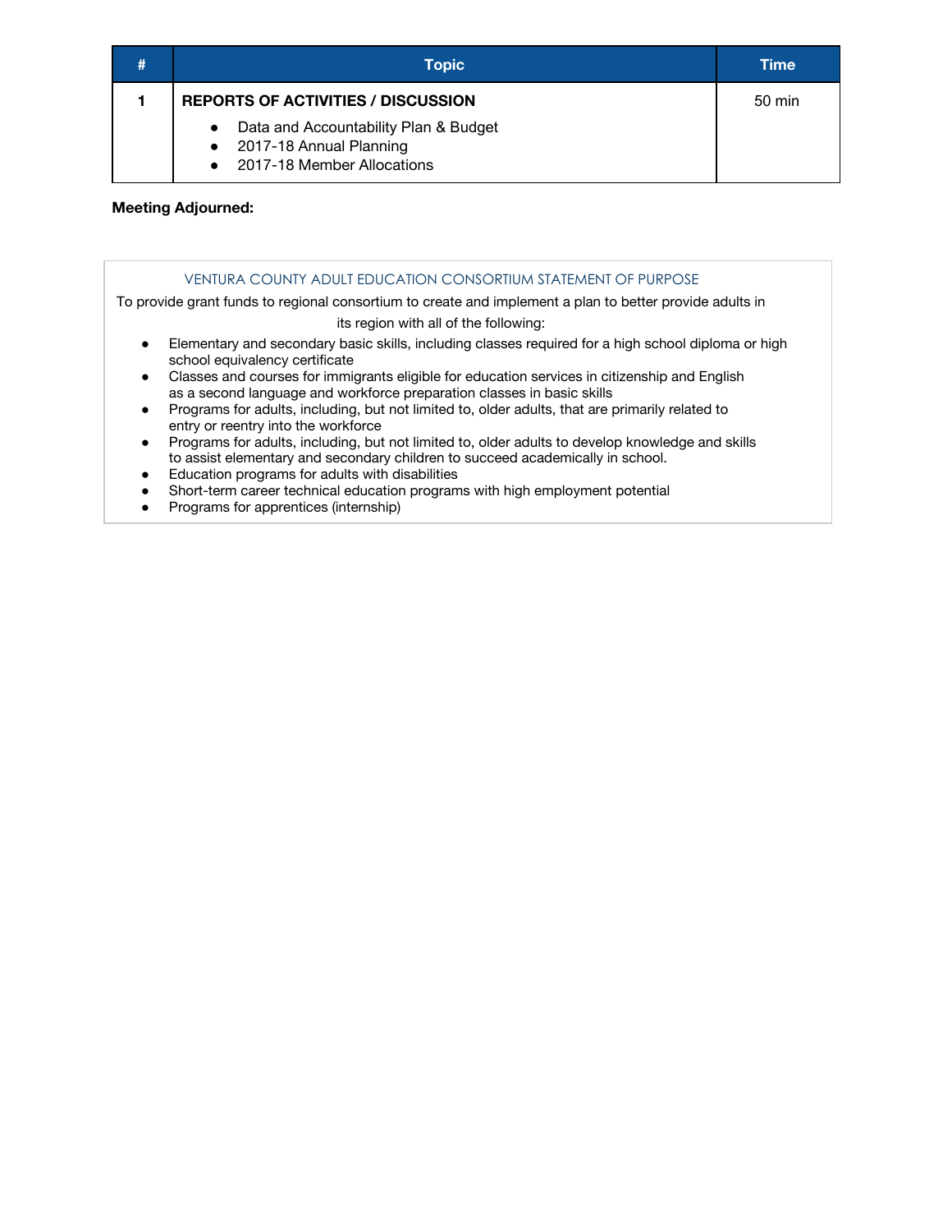| # | Topic | Time |
|---|---|---|
| 1 | **REPORTS OF ACTIVITIES / DISCUSSION**<br>• Data and Accountability Plan & Budget<br>• 2017-18 Annual Planning<br>• 2017-18 Member Allocations | 50 min |

**Meeting Adjourned:**

VENTURA COUNTY ADULT EDUCATION CONSORTIUM STATEMENT OF PURPOSE

To provide grant funds to regional consortium to create and implement a plan to better provide adults in its region with all of the following:

- Elementary and secondary basic skills, including classes required for a high school diploma or high school equivalency certificate
- Classes and courses for immigrants eligible for education services in citizenship and English as a second language and workforce preparation classes in basic skills
- Programs for adults, including, but not limited to, older adults, that are primarily related to entry or reentry into the workforce
- Programs for adults, including, but not limited to, older adults to develop knowledge and skills to assist elementary and secondary children to succeed academically in school.
- Education programs for adults with disabilities
- Short-term career technical education programs with high employment potential
- Programs for apprentices (internship)